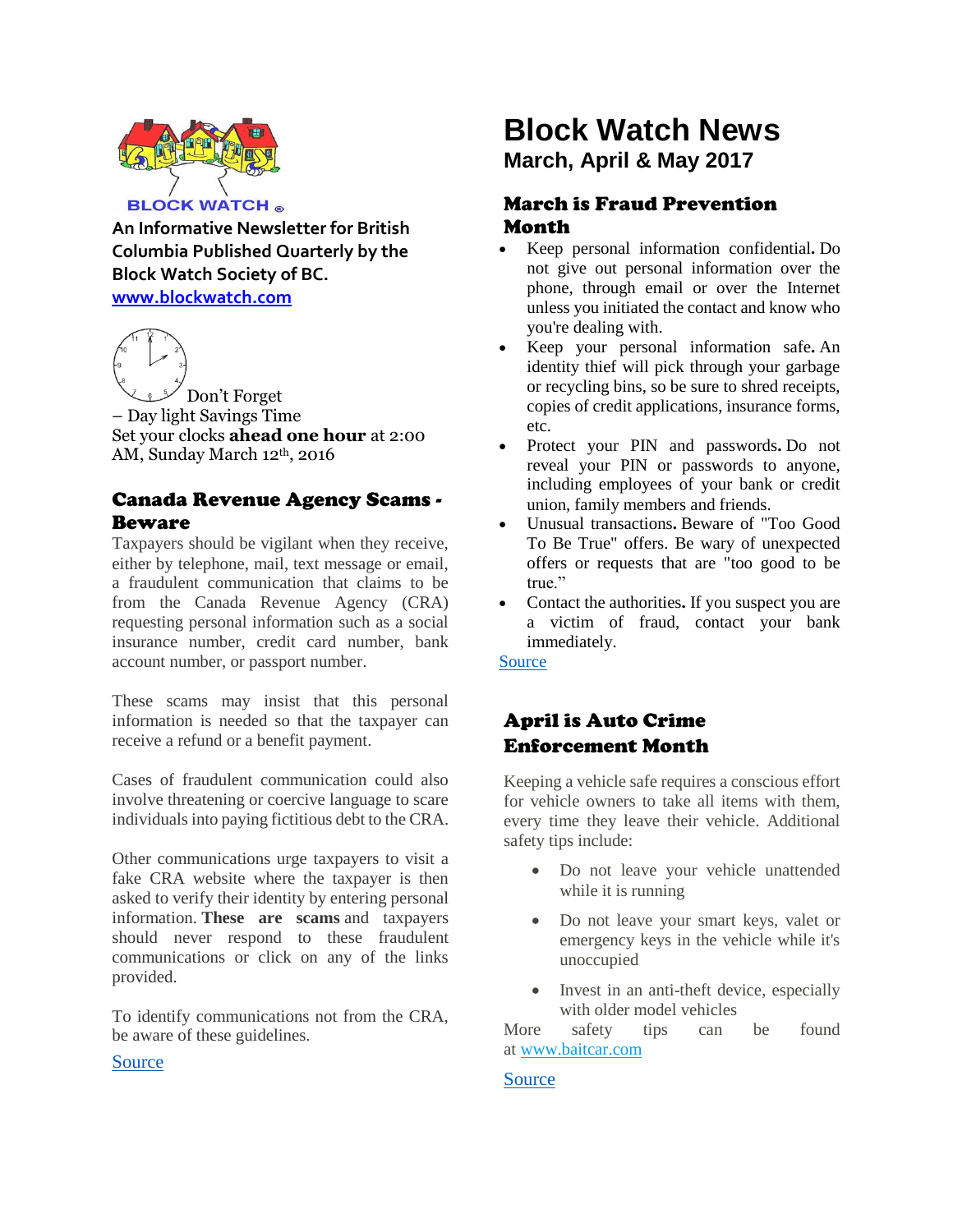BLOCK WATCH ®

**An Informative Newsletter for British Columbia Published Quarterly by the Block Watch Society of BC.**

[www.blockwatch.com](http://www.blockwatch.com)

Don't Forget – Day light Savings Time
Set your clocks **ahead one hour** at 2:00 AM, Sunday March 12th, 2016

## Canada Revenue Agency Scams - Beware

Taxpayers should be vigilant when they receive, either by telephone, mail, text message or email, a fraudulent communication that claims to be from the Canada Revenue Agency (CRA) requesting personal information such as a social insurance number, credit card number, bank account number, or passport number.

These scams may insist that this personal information is needed so that the taxpayer can receive a refund or a benefit payment.

Cases of fraudulent communication could also involve threatening or coercive language to scare individuals into paying fictitious debt to the CRA.

Other communications urge taxpayers to visit a fake CRA website where the taxpayer is then asked to verify their identity by entering personal information. **These are scams** and taxpayers should never respond to these fraudulent communications or click on any of the links provided.

To identify communications not from the CRA, be aware of these guidelines.

Source

# Block Watch News

### March, April & May 2017

## March is Fraud Prevention Month

- Keep personal information confidential**.** Do not give out personal information over the phone, through email or over the Internet unless you initiated the contact and know who you're dealing with.
- Keep your personal information safe**.** An identity thief will pick through your garbage or recycling bins, so be sure to shred receipts, copies of credit applications, insurance forms, etc.
- Protect your PIN and passwords**.** Do not reveal your PIN or passwords to anyone, including employees of your bank or credit union, family members and friends.
- Unusual transactions**.** Beware of "Too Good To Be True" offers. Be wary of unexpected offers or requests that are "too good to be true."
- Contact the authorities**.** If you suspect you are a victim of fraud, contact your bank immediately.

Source

## April is Auto Crime Enforcement Month

Keeping a vehicle safe requires a conscious effort for vehicle owners to take all items with them, every time they leave their vehicle. Additional safety tips include:

- Do not leave your vehicle unattended while it is running
- Do not leave your smart keys, valet or emergency keys in the vehicle while it's unoccupied
- Invest in an anti-theft device, especially with older model vehicles

More safety tips can be found at [www.baitcar.com](http://www.baitcar.com)

Source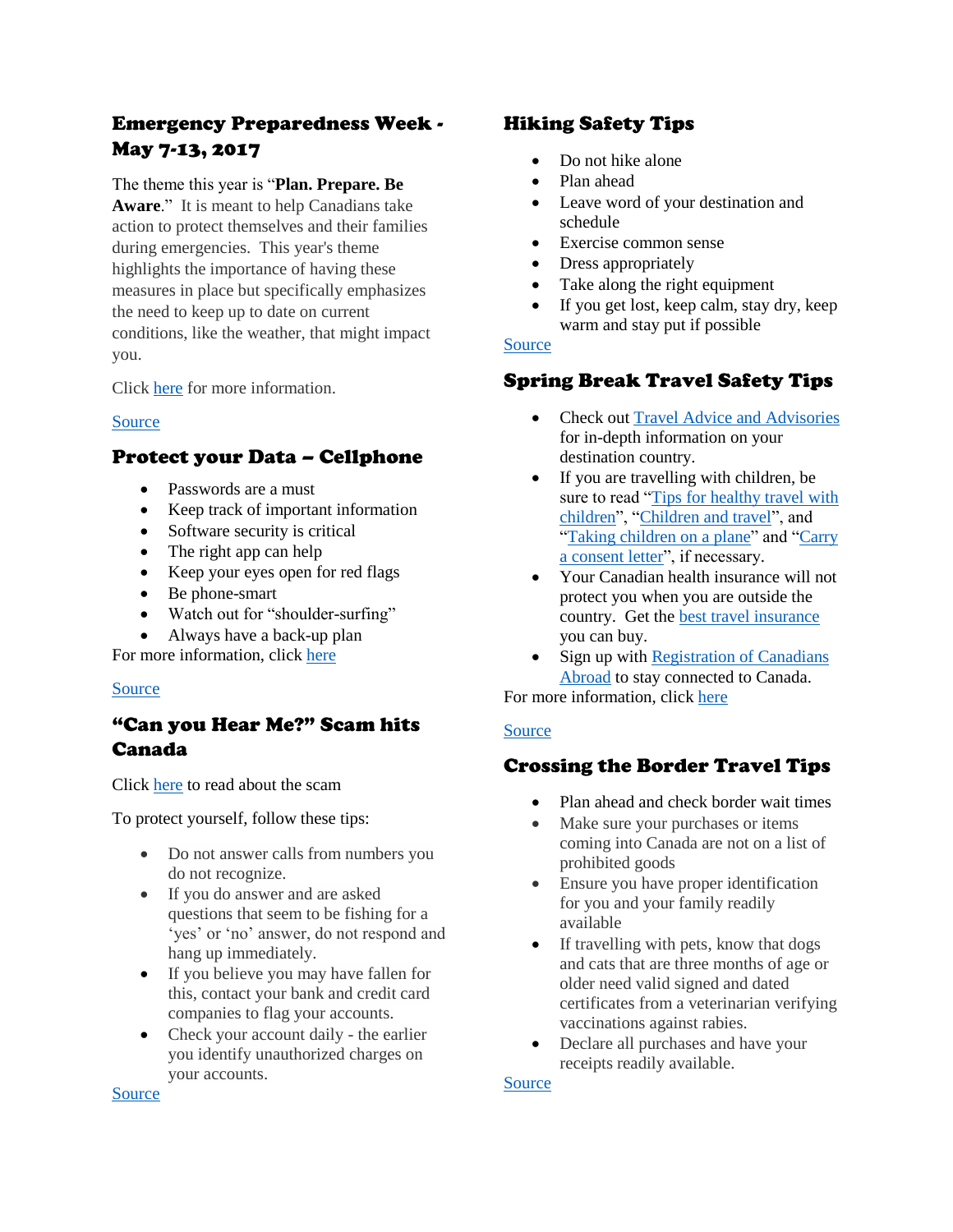## Emergency Preparedness Week - May 7-13, 2017

The theme this year is "**Plan. Prepare. Be Aware**." It is meant to help Canadians take action to protect themselves and their families during emergencies. This year's theme highlights the importance of having these measures in place but specifically emphasizes the need to keep up to date on current conditions, like the weather, that might impact you.

Click here for more information.

Source

## Protect your Data – Cellphone

- Passwords are a must
- Keep track of important information
- Software security is critical
- The right app can help
- Keep your eyes open for red flags
- Be phone-smart
- Watch out for "shoulder-surfing"
- Always have a back-up plan

For more information, click here

Source

## "Can you Hear Me?" Scam hits Canada

Click here to read about the scam

To protect yourself, follow these tips:

- Do not answer calls from numbers you do not recognize.
- If you do answer and are asked questions that seem to be fishing for a 'yes' or 'no' answer, do not respond and hang up immediately.
- If you believe you may have fallen for this, contact your bank and credit card companies to flag your accounts.
- Check your account daily - the earlier you identify unauthorized charges on your accounts.

Source

## Hiking Safety Tips

- Do not hike alone
- Plan ahead
- Leave word of your destination and schedule
- Exercise common sense
- Dress appropriately
- Take along the right equipment
- If you get lost, keep calm, stay dry, keep warm and stay put if possible

Source

## Spring Break Travel Safety Tips

- Check out Travel Advice and Advisories for in-depth information on your destination country.
- If you are travelling with children, be sure to read "Tips for healthy travel with children", "Children and travel", and "Taking children on a plane" and "Carry a consent letter", if necessary.
- Your Canadian health insurance will not protect you when you are outside the country. Get the best travel insurance you can buy.
- Sign up with Registration of Canadians Abroad to stay connected to Canada.

For more information, click here

Source

## Crossing the Border Travel Tips

- Plan ahead and check border wait times
- Make sure your purchases or items coming into Canada are not on a list of prohibited goods
- Ensure you have proper identification for you and your family readily available
- If travelling with pets, know that dogs and cats that are three months of age or older need valid signed and dated certificates from a veterinarian verifying vaccinations against rabies.
- Declare all purchases and have your receipts readily available.

Source